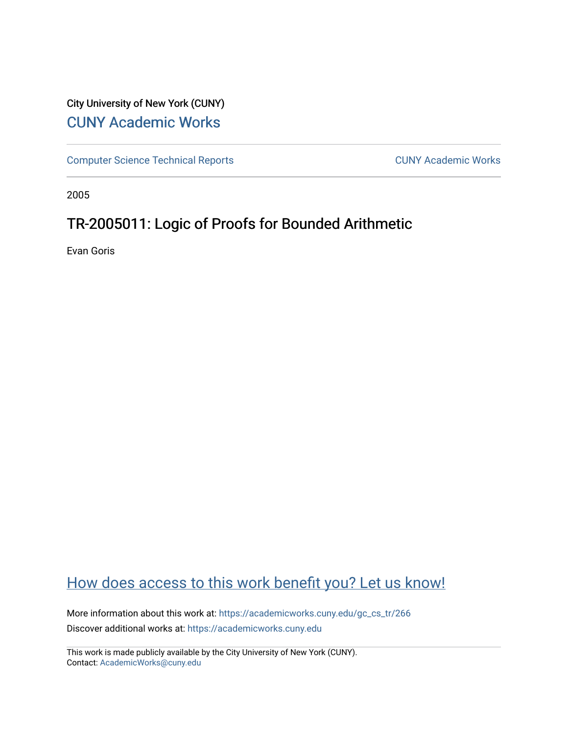City University of New York (CUNY)

CUNY Academic Works

Computer Science Technical Reports | CUNY Academic Works

2005

# TR-2005011: Logic of Proofs for Bounded Arithmetic

Evan Goris

How does access to this work benefit you? Let us know!

More information about this work at: https://academicworks.cuny.edu/gc_cs_tr/266

Discover additional works at: https://academicworks.cuny.edu

This work is made publicly available by the City University of New York (CUNY).
Contact: AcademicWorks@cuny.edu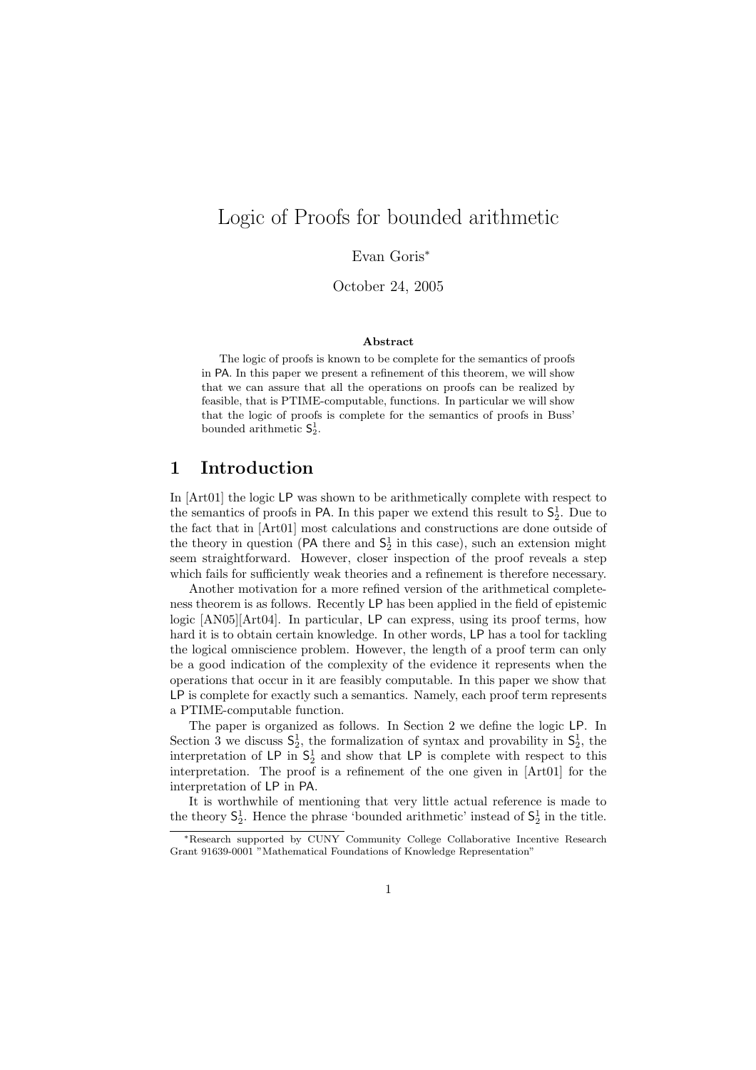# Logic of Proofs for bounded arithmetic

Evan Goris*

October 24, 2005

**Abstract**

The logic of proofs is known to be complete for the semantics of proofs in PA. In this paper we present a refinement of this theorem, we will show that we can assure that all the operations on proofs can be realized by feasible, that is PTIME-computable, functions. In particular we will show that the logic of proofs is complete for the semantics of proofs in Buss' bounded arithmetic $\mathsf{S}^1_2$.

## 1 Introduction

In [Art01] the logic LP was shown to be arithmetically complete with respect to the semantics of proofs in PA. In this paper we extend this result to $\mathsf{S}^1_2$. Due to the fact that in [Art01] most calculations and constructions are done outside of the theory in question (PA there and $\mathsf{S}^1_2$ in this case), such an extension might seem straightforward. However, closer inspection of the proof reveals a step which fails for sufficiently weak theories and a refinement is therefore necessary.

Another motivation for a more refined version of the arithmetical completeness theorem is as follows. Recently LP has been applied in the field of epistemic logic [AN05][Art04]. In particular, LP can express, using its proof terms, how hard it is to obtain certain knowledge. In other words, LP has a tool for tackling the logical omniscience problem. However, the length of a proof term can only be a good indication of the complexity of the evidence it represents when the operations that occur in it are feasibly computable. In this paper we show that LP is complete for exactly such a semantics. Namely, each proof term represents a PTIME-computable function.

The paper is organized as follows. In Section 2 we define the logic LP. In Section 3 we discuss $\mathsf{S}^1_2$, the formalization of syntax and provability in $\mathsf{S}^1_2$, the interpretation of LP in $\mathsf{S}^1_2$ and show that LP is complete with respect to this interpretation. The proof is a refinement of the one given in [Art01] for the interpretation of LP in PA.

It is worthwhile of mentioning that very little actual reference is made to the theory $\mathsf{S}^1_2$. Hence the phrase 'bounded arithmetic' instead of $\mathsf{S}^1_2$ in the title.

*Research supported by CUNY Community College Collaborative Incentive Research Grant 91639-0001 "Mathematical Foundations of Knowledge Representation"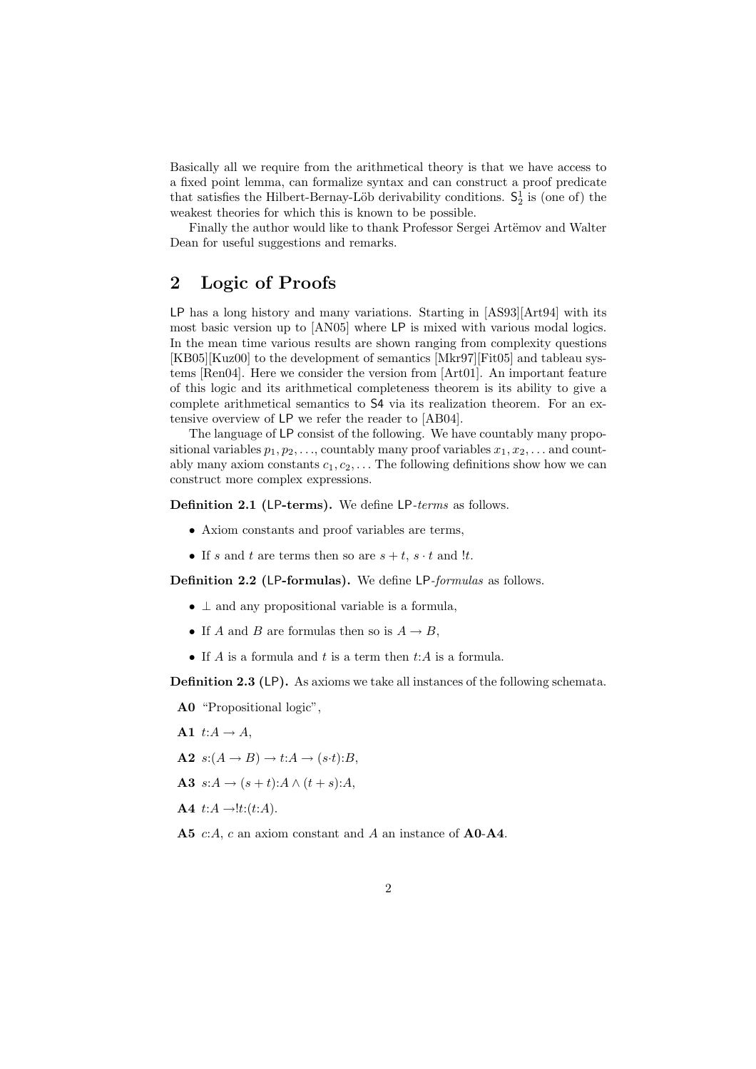Basically all we require from the arithmetical theory is that we have access to a fixed point lemma, can formalize syntax and can construct a proof predicate that satisfies the Hilbert-Bernay-Löb derivability conditions. $\mathsf{S}^1_2$ is (one of) the weakest theories for which this is known to be possible.

Finally the author would like to thank Professor Sergei Artëmov and Walter Dean for useful suggestions and remarks.

## 2 Logic of Proofs

LP has a long history and many variations. Starting in [AS93][Art94] with its most basic version up to [AN05] where LP is mixed with various modal logics. In the mean time various results are shown ranging from complexity questions [KB05][Kuz00] to the development of semantics [Mkr97][Fit05] and tableau systems [Ren04]. Here we consider the version from [Art01]. An important feature of this logic and its arithmetical completeness theorem is its ability to give a complete arithmetical semantics to S4 via its realization theorem. For an extensive overview of LP we refer the reader to [AB04].

The language of LP consist of the following. We have countably many propositional variables $p_1, p_2, \ldots$, countably many proof variables $x_1, x_2, \ldots$ and countably many axiom constants $c_1, c_2, \ldots$ The following definitions show how we can construct more complex expressions.

**Definition 2.1 (LP-terms).** We define LP-*terms* as follows.

- Axiom constants and proof variables are terms,
- If $s$ and $t$ are terms then so are $s + t$, $s \cdot t$ and $!t$.

**Definition 2.2 (LP-formulas).** We define LP-*formulas* as follows.

- $\bot$ and any propositional variable is a formula,
- If $A$ and $B$ are formulas then so is $A \to B$,
- If $A$ is a formula and $t$ is a term then $t{:}A$ is a formula.

**Definition 2.3 (LP).** As axioms we take all instances of the following schemata.

**A0** "Propositional logic",

**A1** $t{:}A \to A$,

**A2** $s{:}(A \to B) \to t{:}A \to (s{\cdot}t){:}B$,

**A3** $s{:}A \to (s + t){:}A \wedge (t + s){:}A$,

**A4** $t{:}A \to !t{:}(t{:}A)$.

**A5** $c{:}A$, $c$ an axiom constant and $A$ an instance of **A0**-**A4**.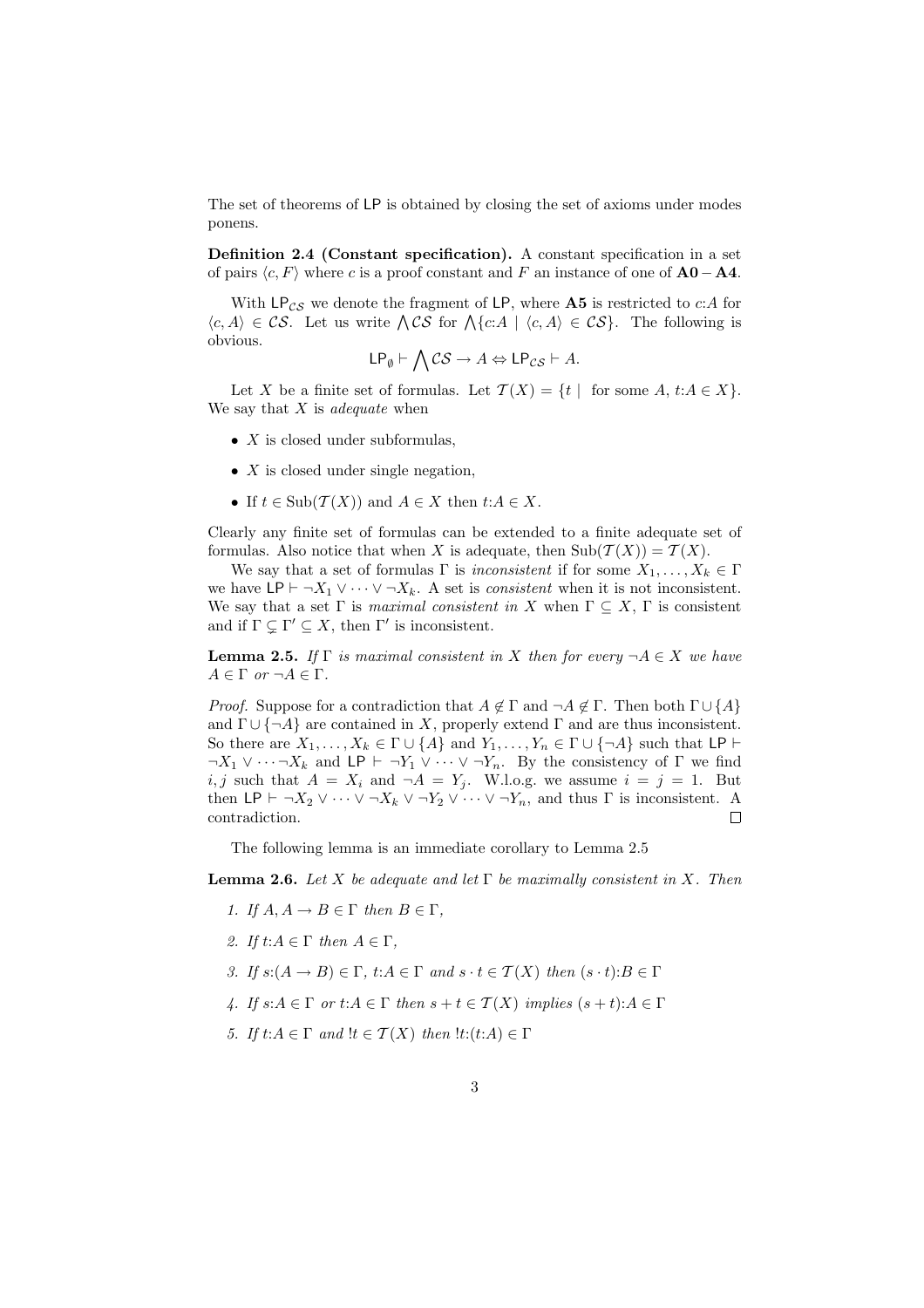The set of theorems of LP is obtained by closing the set of axioms under modes ponens.

**Definition 2.4 (Constant specification).** A constant specification in a set of pairs $\langle c, F\rangle$ where $c$ is a proof constant and $F$ an instance of one of **A0** − **A4**.

With $\mathsf{LP}_{\mathcal{CS}}$ we denote the fragment of LP, where **A5** is restricted to $c{:}A$ for $\langle c, A\rangle \in \mathcal{CS}$. Let us write $\bigwedge \mathcal{CS}$ for $\bigwedge\{c{:}A \mid \langle c, A\rangle \in \mathcal{CS}\}$. The following is obvious.

$$\mathsf{LP}_{\emptyset} \vdash \bigwedge \mathcal{CS} \to A \Leftrightarrow \mathsf{LP}_{\mathcal{CS}} \vdash A.$$

Let $X$ be a finite set of formulas. Let $\mathcal{T}(X) = \{t \mid \text{ for some } A, t{:}A \in X\}$. We say that $X$ is *adequate* when

- $X$ is closed under subformulas,
- $X$ is closed under single negation,
- If $t \in \mathrm{Sub}(\mathcal{T}(X))$ and $A \in X$ then $t{:}A \in X$.

Clearly any finite set of formulas can be extended to a finite adequate set of formulas. Also notice that when $X$ is adequate, then $\mathrm{Sub}(\mathcal{T}(X)) = \mathcal{T}(X)$.

We say that a set of formulas $\Gamma$ is *inconsistent* if for some $X_1, \ldots, X_k \in \Gamma$ we have $\mathsf{LP} \vdash \neg X_1 \vee \cdots \vee \neg X_k$. A set is *consistent* when it is not inconsistent. We say that a set $\Gamma$ is *maximal consistent in* $X$ when $\Gamma \subseteq X$, $\Gamma$ is consistent and if $\Gamma \subsetneq \Gamma' \subseteq X$, then $\Gamma'$ is inconsistent.

**Lemma 2.5.** *If $\Gamma$ is maximal consistent in $X$ then for every $\neg A \in X$ we have $A \in \Gamma$ or $\neg A \in \Gamma$.*

*Proof.* Suppose for a contradiction that $A \notin \Gamma$ and $\neg A \notin \Gamma$. Then both $\Gamma \cup \{A\}$ and $\Gamma \cup \{\neg A\}$ are contained in $X$, properly extend $\Gamma$ and are thus inconsistent. So there are $X_1, \ldots, X_k \in \Gamma \cup \{A\}$ and $Y_1, \ldots, Y_n \in \Gamma \cup \{\neg A\}$ such that $\mathsf{LP} \vdash \neg X_1 \vee \cdots \neg X_k$ and $\mathsf{LP} \vdash \neg Y_1 \vee \cdots \vee \neg Y_n$. By the consistency of $\Gamma$ we find $i, j$ such that $A = X_i$ and $\neg A = Y_j$. W.l.o.g. we assume $i = j = 1$. But then $\mathsf{LP} \vdash \neg X_2 \vee \cdots \vee \neg X_k \vee \neg Y_2 \vee \cdots \vee \neg Y_n$, and thus $\Gamma$ is inconsistent. A contradiction. $\square$

The following lemma is an immediate corollary to Lemma 2.5

**Lemma 2.6.** *Let $X$ be adequate and let $\Gamma$ be maximally consistent in $X$. Then*

1. *If $A, A \to B \in \Gamma$ then $B \in \Gamma$,*
2. *If $t{:}A \in \Gamma$ then $A \in \Gamma$,*
3. *If $s{:}(A \to B) \in \Gamma$, $t{:}A \in \Gamma$ and $s \cdot t \in \mathcal{T}(X)$ then $(s \cdot t){:}B \in \Gamma$*
4. *If $s{:}A \in \Gamma$ or $t{:}A \in \Gamma$ then $s + t \in \mathcal{T}(X)$ implies $(s + t){:}A \in \Gamma$*
5. *If $t{:}A \in \Gamma$ and $!t \in \mathcal{T}(X)$ then $!t{:}(t{:}A) \in \Gamma$*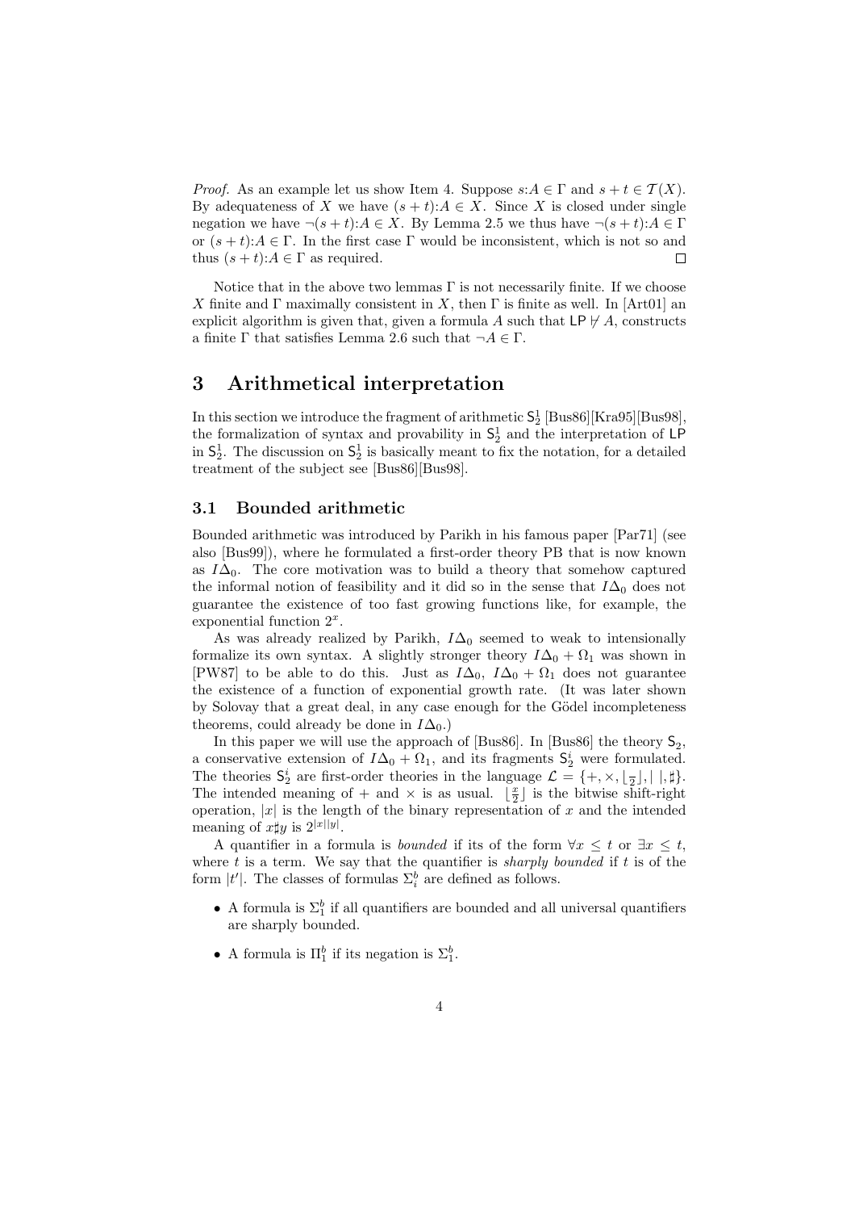*Proof.* As an example let us show Item 4. Suppose $s{:}A \in \Gamma$ and $s+t \in \mathcal{T}(X)$. By adequateness of $X$ we have $(s+t){:}A \in X$. Since $X$ is closed under single negation we have $\neg(s+t){:}A \in X$. By Lemma 2.5 we thus have $\neg(s+t){:}A \in \Gamma$ or $(s+t){:}A \in \Gamma$. In the first case $\Gamma$ would be inconsistent, which is not so and thus $(s+t){:}A \in \Gamma$ as required. □

Notice that in the above two lemmas $\Gamma$ is not necessarily finite. If we choose $X$ finite and $\Gamma$ maximally consistent in $X$, then $\Gamma$ is finite as well. In [Art01] an explicit algorithm is given that, given a formula $A$ such that $\mathsf{LP} \not\vdash A$, constructs a finite $\Gamma$ that satisfies Lemma 2.6 such that $\neg A \in \Gamma$.

# 3 Arithmetical interpretation

In this section we introduce the fragment of arithmetic $\mathsf{S}^1_2$ [Bus86][Kra95][Bus98], the formalization of syntax and provability in $\mathsf{S}^1_2$ and the interpretation of $\mathsf{LP}$ in $\mathsf{S}^1_2$. The discussion on $\mathsf{S}^1_2$ is basically meant to fix the notation, for a detailed treatment of the subject see [Bus86][Bus98].

## 3.1 Bounded arithmetic

Bounded arithmetic was introduced by Parikh in his famous paper [Par71] (see also [Bus99]), where he formulated a first-order theory PB that is now known as $I\Delta_0$. The core motivation was to build a theory that somehow captured the informal notion of feasibility and it did so in the sense that $I\Delta_0$ does not guarantee the existence of too fast growing functions like, for example, the exponential function $2^x$.

As was already realized by Parikh, $I\Delta_0$ seemed to weak to intensionally formalize its own syntax. A slightly stronger theory $I\Delta_0 + \Omega_1$ was shown in [PW87] to be able to do this. Just as $I\Delta_0$, $I\Delta_0 + \Omega_1$ does not guarantee the existence of a function of exponential growth rate. (It was later shown by Solovay that a great deal, in any case enough for the Gödel incompleteness theorems, could already be done in $I\Delta_0$.)

In this paper we will use the approach of [Bus86]. In [Bus86] the theory $\mathsf{S}_2$, a conservative extension of $I\Delta_0 + \Omega_1$, and its fragments $\mathsf{S}^i_2$ were formulated. The theories $\mathsf{S}^i_2$ are first-order theories in the language $\mathcal{L} = \{+, \times, \lfloor \frac{\cdot}{2} \rfloor, |\ |, \sharp\}$. The intended meaning of $+$ and $\times$ is as usual. $\lfloor \frac{x}{2} \rfloor$ is the bitwise shift-right operation, $|x|$ is the length of the binary representation of $x$ and the intended meaning of $x \sharp y$ is $2^{|x||y|}$.

A quantifier in a formula is *bounded* if its of the form $\forall x \leq t$ or $\exists x \leq t$, where $t$ is a term. We say that the quantifier is *sharply bounded* if $t$ is of the form $|t'|$. The classes of formulas $\Sigma^b_i$ are defined as follows.

- A formula is $\Sigma^b_1$ if all quantifiers are bounded and all universal quantifiers are sharply bounded.
- A formula is $\Pi^b_1$ if its negation is $\Sigma^b_1$.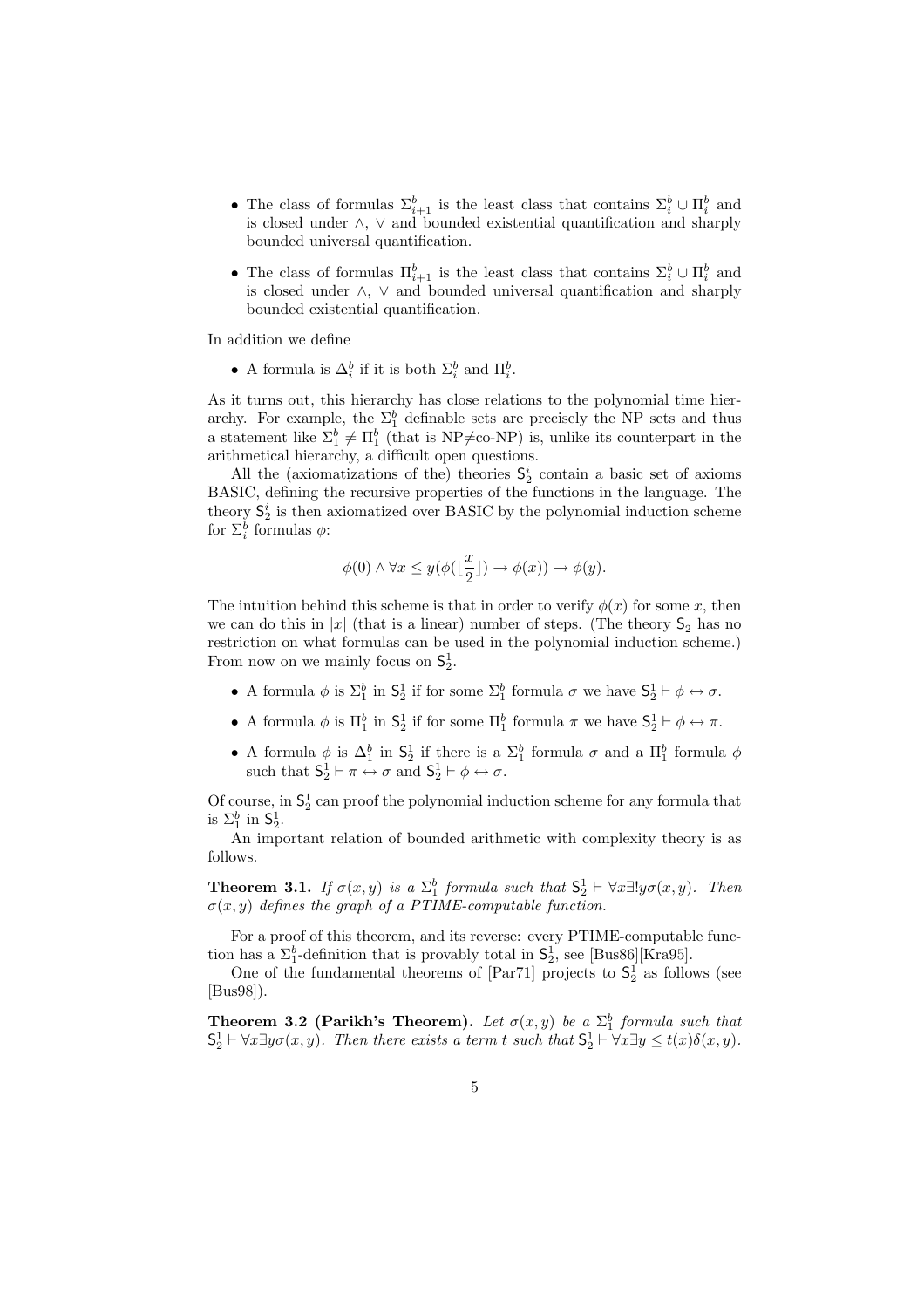- The class of formulas $\Sigma^b_{i+1}$ is the least class that contains $\Sigma^b_i \cup \Pi^b_i$ and is closed under $\wedge$, $\vee$ and bounded existential quantification and sharply bounded universal quantification.
- The class of formulas $\Pi^b_{i+1}$ is the least class that contains $\Sigma^b_i \cup \Pi^b_i$ and is closed under $\wedge$, $\vee$ and bounded universal quantification and sharply bounded existential quantification.

In addition we define

- A formula is $\Delta^b_i$ if it is both $\Sigma^b_i$ and $\Pi^b_i$.

As it turns out, this hierarchy has close relations to the polynomial time hierarchy. For example, the $\Sigma^b_1$ definable sets are precisely the NP sets and thus a statement like $\Sigma^b_1 \neq \Pi^b_1$ (that is NP$\neq$co-NP) is, unlike its counterpart in the arithmetical hierarchy, a difficult open questions.

All the (axiomatizations of the) theories $\mathsf{S}^i_2$ contain a basic set of axioms BASIC, defining the recursive properties of the functions in the language. The theory $\mathsf{S}^i_2$ is then axiomatized over BASIC by the polynomial induction scheme for $\Sigma^b_i$ formulas $\phi$:

$$\phi(0) \wedge \forall x \leq y(\phi(\lfloor \frac{x}{2} \rfloor) \rightarrow \phi(x)) \rightarrow \phi(y).$$

The intuition behind this scheme is that in order to verify $\phi(x)$ for some $x$, then we can do this in $|x|$ (that is a linear) number of steps. (The theory $\mathsf{S}_2$ has no restriction on what formulas can be used in the polynomial induction scheme.) From now on we mainly focus on $\mathsf{S}^1_2$.

- A formula $\phi$ is $\Sigma^b_1$ in $\mathsf{S}^1_2$ if for some $\Sigma^b_1$ formula $\sigma$ we have $\mathsf{S}^1_2 \vdash \phi \leftrightarrow \sigma$.
- A formula $\phi$ is $\Pi^b_1$ in $\mathsf{S}^1_2$ if for some $\Pi^b_1$ formula $\pi$ we have $\mathsf{S}^1_2 \vdash \phi \leftrightarrow \pi$.
- A formula $\phi$ is $\Delta^b_1$ in $\mathsf{S}^1_2$ if there is a $\Sigma^b_1$ formula $\sigma$ and a $\Pi^b_1$ formula $\phi$ such that $\mathsf{S}^1_2 \vdash \pi \leftrightarrow \sigma$ and $\mathsf{S}^1_2 \vdash \phi \leftrightarrow \sigma$.

Of course, in $\mathsf{S}^1_2$ can proof the polynomial induction scheme for any formula that is $\Sigma^b_1$ in $\mathsf{S}^1_2$.

An important relation of bounded arithmetic with complexity theory is as follows.

**Theorem 3.1.** *If $\sigma(x, y)$ is a $\Sigma^b_1$ formula such that $\mathsf{S}^1_2 \vdash \forall x \exists ! y \sigma(x, y)$. Then $\sigma(x, y)$ defines the graph of a PTIME-computable function.*

For a proof of this theorem, and its reverse: every PTIME-computable function has a $\Sigma^b_1$-definition that is provably total in $\mathsf{S}^1_2$, see [Bus86][Kra95].

One of the fundamental theorems of [Par71] projects to $\mathsf{S}^1_2$ as follows (see [Bus98]).

**Theorem 3.2 (Parikh's Theorem).** *Let $\sigma(x, y)$ be a $\Sigma^b_1$ formula such that $\mathsf{S}^1_2 \vdash \forall x \exists y \sigma(x, y)$. Then there exists a term $t$ such that $\mathsf{S}^1_2 \vdash \forall x \exists y \leq t(x) \delta(x, y)$.*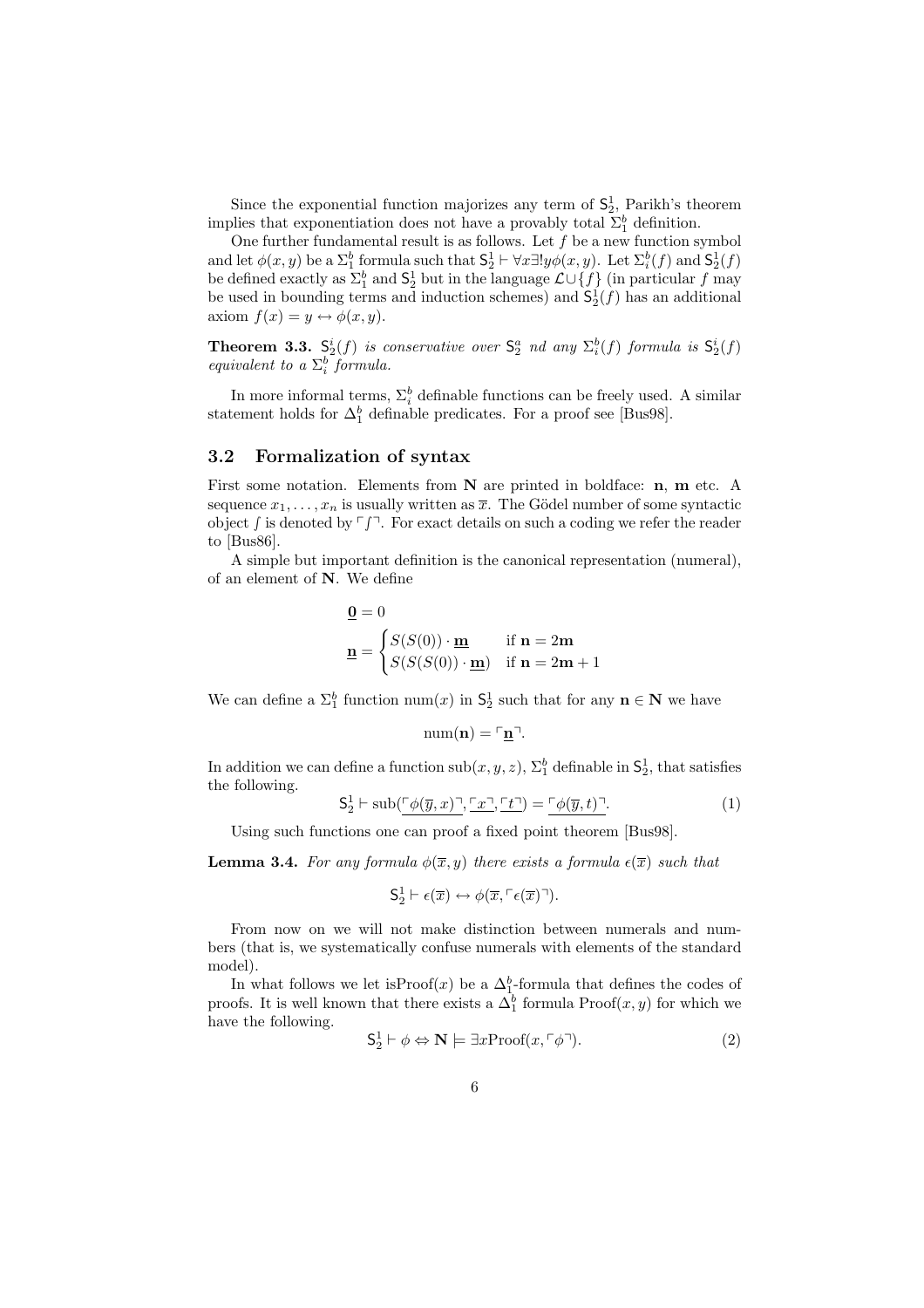Since the exponential function majorizes any term of $\mathsf{S}^1_2$, Parikh's theorem implies that exponentiation does not have a provably total $\Sigma^b_1$ definition.

One further fundamental result is as follows. Let $f$ be a new function symbol and let $\phi(x,y)$ be a $\Sigma^b_1$ formula such that $\mathsf{S}^1_2 \vdash \forall x \exists! y \phi(x,y)$. Let $\Sigma^b_i(f)$ and $\mathsf{S}^1_2(f)$ be defined exactly as $\Sigma^b_1$ and $\mathsf{S}^1_2$ but in the language $\mathcal{L} \cup \{f\}$ (in particular $f$ may be used in bounding terms and induction schemes) and $\mathsf{S}^1_2(f)$ has an additional axiom $f(x) = y \leftrightarrow \phi(x,y)$.

**Theorem 3.3.** *$\mathsf{S}^i_2(f)$ is conservative over $\mathsf{S}^a_2$ nd any $\Sigma^b_i(f)$ formula is $\mathsf{S}^i_2(f)$ equivalent to a $\Sigma^b_i$ formula.*

In more informal terms, $\Sigma^b_i$ definable functions can be freely used. A similar statement holds for $\Delta^b_1$ definable predicates. For a proof see [Bus98].

## 3.2 Formalization of syntax

First some notation. Elements from $\mathbf{N}$ are printed in boldface: $\mathbf{n}$, $\mathbf{m}$ etc. A sequence $x_1, \ldots, x_n$ is usually written as $\overline{x}$. The Gödel number of some syntactic object $\int$ is denoted by $\ulcorner \int \urcorner$. For exact details on such a coding we refer the reader to [Bus86].

A simple but important definition is the canonical representation (numeral), of an element of $\mathbf{N}$. We define

$$\underline{\mathbf{0}} = 0$$

$$\underline{\mathbf{n}} = \begin{cases} S(S(0)) \cdot \underline{\mathbf{m}} & \text{if } \mathbf{n} = 2\mathbf{m} \\ S(S(S(0)) \cdot \underline{\mathbf{m}}) & \text{if } \mathbf{n} = 2\mathbf{m}+1 \end{cases}$$

We can define a $\Sigma^b_1$ function $\mathrm{num}(x)$ in $\mathsf{S}^1_2$ such that for any $\mathbf{n} \in \mathbf{N}$ we have

$$\mathrm{num}(\mathbf{n}) = \ulcorner \underline{\mathbf{n}} \urcorner.$$

In addition we can define a function $\mathrm{sub}(x,y,z)$, $\Sigma^b_1$ definable in $\mathsf{S}^1_2$, that satisfies the following.

$$\mathsf{S}^1_2 \vdash \mathrm{sub}(\underline{\ulcorner \phi(\overline{y},x) \urcorner}, \underline{\ulcorner x \urcorner}, \underline{\ulcorner t \urcorner}) = \underline{\ulcorner \phi(\overline{y},t) \urcorner}. \tag{1}$$

Using such functions one can proof a fixed point theorem [Bus98].

**Lemma 3.4.** *For any formula $\phi(\overline{x},y)$ there exists a formula $\epsilon(\overline{x})$ such that*

$$\mathsf{S}^1_2 \vdash \epsilon(\overline{x}) \leftrightarrow \phi(\overline{x}, \ulcorner \epsilon(\overline{x}) \urcorner).$$

From now on we will not make distinction between numerals and numbers (that is, we systematically confuse numerals with elements of the standard model).

In what follows we let $\mathrm{isProof}(x)$ be a $\Delta^b_1$-formula that defines the codes of proofs. It is well known that there exists a $\Delta^b_1$ formula $\mathrm{Proof}(x,y)$ for which we have the following.

$$\mathsf{S}^1_2 \vdash \phi \Leftrightarrow \mathbf{N} \models \exists x \mathrm{Proof}(x, \ulcorner \phi \urcorner). \tag{2}$$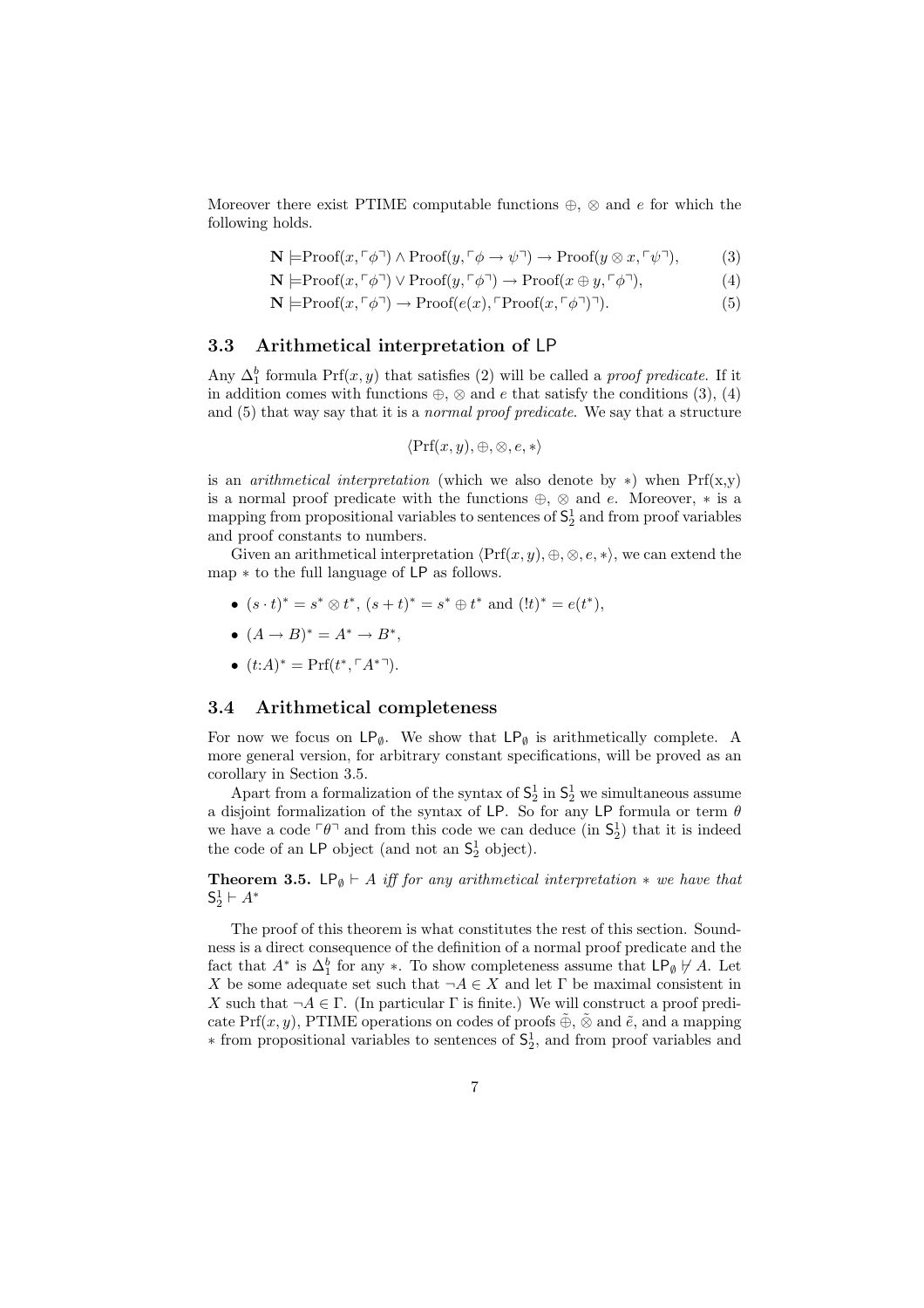Moreover there exist PTIME computable functions $\oplus$, $\otimes$ and $e$ for which the following holds.

$$\mathbf{N} \models \mathrm{Proof}(x, \ulcorner\phi\urcorner) \wedge \mathrm{Proof}(y, \ulcorner\phi \to \psi\urcorner) \to \mathrm{Proof}(y \otimes x, \ulcorner\psi\urcorner), \tag{3}$$

$$\mathbf{N} \models \mathrm{Proof}(x, \ulcorner\phi\urcorner) \vee \mathrm{Proof}(y, \ulcorner\phi\urcorner) \to \mathrm{Proof}(x \oplus y, \ulcorner\phi\urcorner), \tag{4}$$

$$\mathbf{N} \models \mathrm{Proof}(x, \ulcorner\phi\urcorner) \to \mathrm{Proof}(e(x), \ulcorner\mathrm{Proof}(x, \ulcorner\phi\urcorner)\urcorner). \tag{5}$$

### 3.3 Arithmetical interpretation of LP

Any $\Delta_1^b$ formula $\mathrm{Prf}(x, y)$ that satisfies (2) will be called a *proof predicate*. If it in addition comes with functions $\oplus$, $\otimes$ and $e$ that satisfy the conditions (3), (4) and (5) that way say that it is a *normal proof predicate*. We say that a structure

$$\langle \mathrm{Prf}(x, y), \oplus, \otimes, e, * \rangle$$

is an *arithmetical interpretation* (which we also denote by $*$) when Prf(x,y) is a normal proof predicate with the functions $\oplus$, $\otimes$ and $e$. Moreover, $*$ is a mapping from propositional variables to sentences of $\mathsf{S}_2^1$ and from proof variables and proof constants to numbers.

Given an arithmetical interpretation $\langle \mathrm{Prf}(x, y), \oplus, \otimes, e, * \rangle$, we can extend the map $*$ to the full language of LP as follows.

- $(s \cdot t)^* = s^* \otimes t^*$, $(s + t)^* = s^* \oplus t^*$ and $(!t)^* = e(t^*)$,
- $(A \to B)^* = A^* \to B^*$,
- $(t{:}A)^* = \mathrm{Prf}(t^*, \ulcorner A^* \urcorner)$.

### 3.4 Arithmetical completeness

For now we focus on $\mathsf{LP}_\emptyset$. We show that $\mathsf{LP}_\emptyset$ is arithmetically complete. A more general version, for arbitrary constant specifications, will be proved as an corollary in Section 3.5.

Apart from a formalization of the syntax of $\mathsf{S}_2^1$ in $\mathsf{S}_2^1$ we simultaneous assume a disjoint formalization of the syntax of LP. So for any LP formula or term $\theta$ we have a code $\ulcorner\theta\urcorner$ and from this code we can deduce (in $\mathsf{S}_2^1$) that it is indeed the code of an LP object (and not an $\mathsf{S}_2^1$ object).

**Theorem 3.5.** *$\mathsf{LP}_\emptyset \vdash A$ iff for any arithmetical interpretation $*$ we have that $\mathsf{S}_2^1 \vdash A^*$*

The proof of this theorem is what constitutes the rest of this section. Soundness is a direct consequence of the definition of a normal proof predicate and the fact that $A^*$ is $\Delta_1^b$ for any $*$. To show completeness assume that $\mathsf{LP}_\emptyset \nvdash A$. Let $X$ be some adequate set such that $\neg A \in X$ and let $\Gamma$ be maximal consistent in $X$ such that $\neg A \in \Gamma$. (In particular $\Gamma$ is finite.) We will construct a proof predicate $\mathrm{Prf}(x, y)$, PTIME operations on codes of proofs $\tilde{\oplus}$, $\tilde{\otimes}$ and $\tilde{e}$, and a mapping $*$ from propositional variables to sentences of $\mathsf{S}_2^1$, and from proof variables and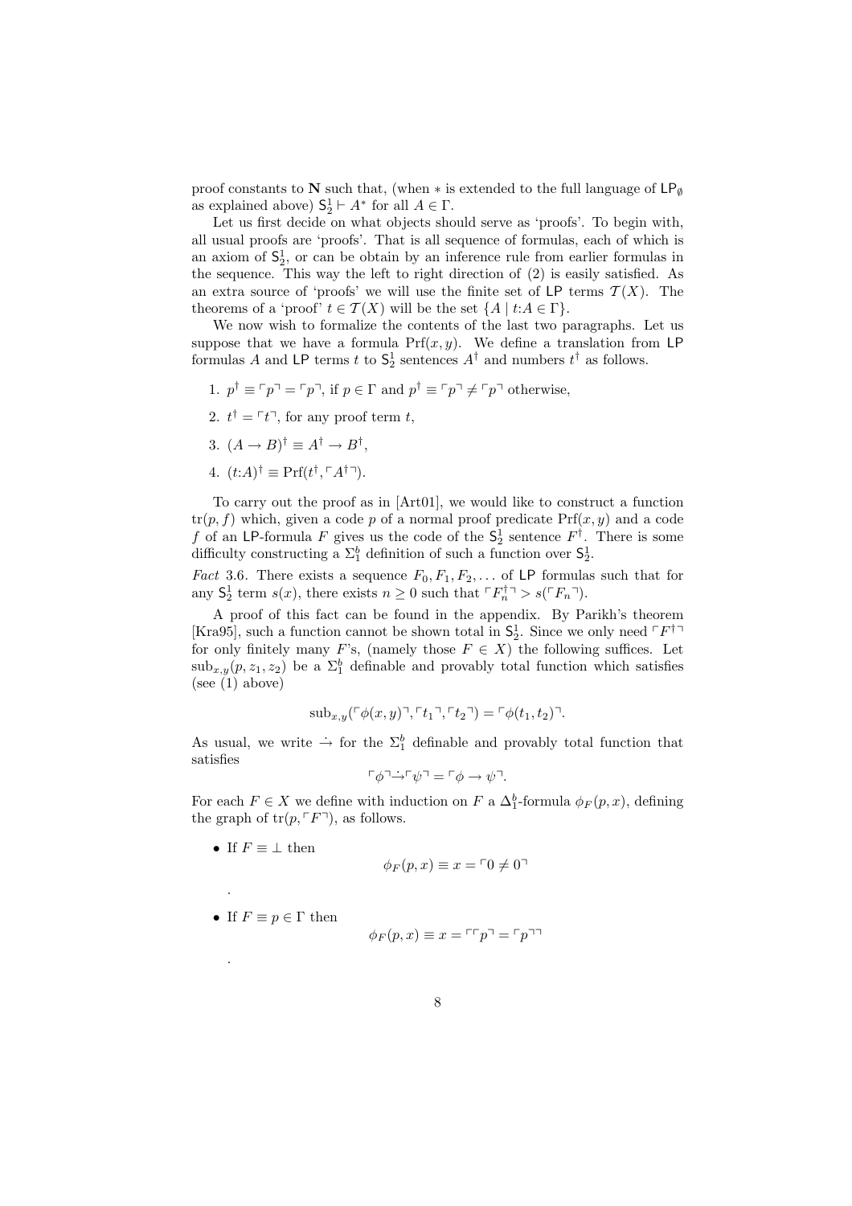proof constants to $\mathbf{N}$ such that, (when $*$ is extended to the full language of $\mathsf{LP}_\emptyset$ as explained above) $\mathsf{S}^1_2 \vdash A^*$ for all $A \in \Gamma$.

Let us first decide on what objects should serve as 'proofs'. To begin with, all usual proofs are 'proofs'. That is all sequence of formulas, each of which is an axiom of $\mathsf{S}^1_2$, or can be obtain by an inference rule from earlier formulas in the sequence. This way the left to right direction of (2) is easily satisfied. As an extra source of 'proofs' we will use the finite set of $\mathsf{LP}$ terms $\mathcal{T}(X)$. The theorems of a 'proof' $t \in \mathcal{T}(X)$ will be the set $\{A \mid t{:}A \in \Gamma\}$.

We now wish to formalize the contents of the last two paragraphs. Let us suppose that we have a formula $\mathrm{Prf}(x, y)$. We define a translation from $\mathsf{LP}$ formulas $A$ and $\mathsf{LP}$ terms $t$ to $\mathsf{S}^1_2$ sentences $A^\dagger$ and numbers $t^\dagger$ as follows.

1. $p^\dagger \equiv \ulcorner p \urcorner = \ulcorner p \urcorner$, if $p \in \Gamma$ and $p^\dagger \equiv \ulcorner p \urcorner \neq \ulcorner p \urcorner$ otherwise,
2. $t^\dagger = \ulcorner t \urcorner$, for any proof term $t$,
3. $(A \to B)^\dagger \equiv A^\dagger \to B^\dagger$,
4. $(t{:}A)^\dagger \equiv \mathrm{Prf}(t^\dagger, \ulcorner A^\dagger \urcorner)$.

To carry out the proof as in [Art01], we would like to construct a function $\mathrm{tr}(p, f)$ which, given a code $p$ of a normal proof predicate $\mathrm{Prf}(x, y)$ and a code $f$ of an $\mathsf{LP}$-formula $F$ gives us the code of the $\mathsf{S}^1_2$ sentence $F^\dagger$. There is some difficulty constructing a $\Sigma^b_1$ definition of such a function over $\mathsf{S}^1_2$.

*Fact* 3.6. There exists a sequence $F_0, F_1, F_2, \ldots$ of $\mathsf{LP}$ formulas such that for any $\mathsf{S}^1_2$ term $s(x)$, there exists $n \geq 0$ such that $\ulcorner F^\dagger_n \urcorner > s(\ulcorner F_n \urcorner)$.

A proof of this fact can be found in the appendix. By Parikh's theorem [Kra95], such a function cannot be shown total in $\mathsf{S}^1_2$. Since we only need $\ulcorner F^\dagger \urcorner$ for only finitely many $F$'s, (namely those $F \in X$) the following suffices. Let $\mathrm{sub}_{x,y}(p, z_1, z_2)$ be a $\Sigma^b_1$ definable and provably total function which satisfies (see (1) above)

$$\mathrm{sub}_{x,y}(\ulcorner \phi(x, y) \urcorner, \ulcorner t_1 \urcorner, \ulcorner t_2 \urcorner) = \ulcorner \phi(t_1, t_2) \urcorner.$$

As usual, we write $\dot{\to}$ for the $\Sigma^b_1$ definable and provably total function that satisfies

$$\ulcorner \phi \urcorner \dot{\to} \ulcorner \psi \urcorner = \ulcorner \phi \to \psi \urcorner.$$

For each $F \in X$ we define with induction on $F$ a $\Delta^b_1$-formula $\phi_F(p, x)$, defining the graph of $\mathrm{tr}(p, \ulcorner F \urcorner)$, as follows.

- If $F \equiv \bot$ then
$$\phi_F(p, x) \equiv x = \ulcorner 0 \neq 0 \urcorner$$
.
- If $F \equiv p \in \Gamma$ then
$$\phi_F(p, x) \equiv x = \ulcorner \ulcorner p \urcorner = \ulcorner p \urcorner \urcorner$$
.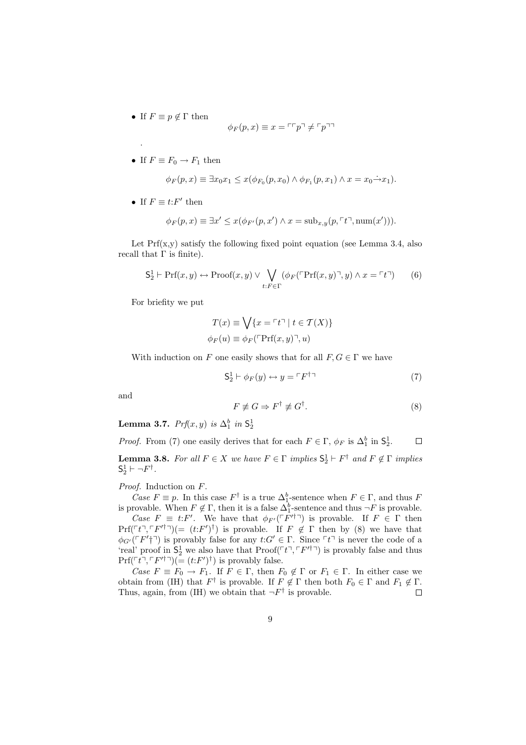- If $F \equiv p \notin \Gamma$ then
$$\phi_F(p,x) \equiv x = \ulcorner\ulcorner p\urcorner \neq \ulcorner p\urcorner\urcorner$$
.

- If $F \equiv F_0 \to F_1$ then
$$\phi_F(p,x) \equiv \exists x_0 x_1 \leq x(\phi_{F_0}(p,x_0) \wedge \phi_{F_1}(p,x_1) \wedge x = x_0 \dot{\to} x_1).$$

- If $F \equiv t{:}F'$ then
$$\phi_F(p,x) \equiv \exists x' \leq x(\phi_{F'}(p,x') \wedge x = \mathrm{sub}_{x,y}(p, \ulcorner t\urcorner, \mathrm{num}(x'))).$$

Let Prf(x,y) satisfy the following fixed point equation (see Lemma 3.4, also recall that $\Gamma$ is finite).

$$\mathsf{S}^1_2 \vdash \mathrm{Prf}(x,y) \leftrightarrow \mathrm{Proof}(x,y) \vee \bigvee_{t:F\in\Gamma} (\phi_F(\ulcorner \mathrm{Prf}(x,y)\urcorner, y) \wedge x = \ulcorner t\urcorner) \tag{6}$$

For briefity we put

$$T(x) \equiv \bigvee\{x = \ulcorner t\urcorner \mid t \in \mathcal{T}(X)\}$$
$$\phi_F(u) \equiv \phi_F(\ulcorner \mathrm{Prf}(x,y)\urcorner, u)$$

With induction on $F$ one easily shows that for all $F, G \in \Gamma$ we have

$$\mathsf{S}^1_2 \vdash \phi_F(y) \leftrightarrow y = \ulcorner F^\dagger\urcorner \tag{7}$$

and

$$F \not\equiv G \Rightarrow F^\dagger \not\equiv G^\dagger. \tag{8}$$

**Lemma 3.7.** *$Prf(x,y)$ is $\Delta^b_1$ in $\mathsf{S}^1_2$*

*Proof.* From (7) one easily derives that for each $F \in \Gamma$, $\phi_F$ is $\Delta^b_1$ in $\mathsf{S}^1_2$. □

**Lemma 3.8.** *For all $F \in X$ we have $F \in \Gamma$ implies $\mathsf{S}^1_2 \vdash F^\dagger$ and $F \notin \Gamma$ implies $\mathsf{S}^1_2 \vdash \neg F^\dagger$.*

*Proof.* Induction on $F$.

*Case* $F \equiv p$. In this case $F^\dagger$ is a true $\Delta^b_1$-sentence when $F \in \Gamma$, and thus $F$ is provable. When $F \notin \Gamma$, then it is a false $\Delta^b_1$-sentence and thus $\neg F$ is provable.

*Case* $F \equiv t{:}F'$. We have that $\phi_{F'}(\ulcorner F'^\dagger\urcorner)$ is provable. If $F \in \Gamma$ then $\mathrm{Prf}(\ulcorner t\urcorner, \ulcorner F'^\dagger\urcorner)(= (t{:}F')^\dagger)$ is provable. If $F \notin \Gamma$ then by (8) we have that $\phi_{G'}(\ulcorner F'^\dagger\urcorner)$ is provably false for any $t{:}G' \in \Gamma$. Since $\ulcorner t\urcorner$ is never the code of a 'real' proof in $\mathsf{S}^1_2$ we also have that $\mathrm{Proof}(\ulcorner t\urcorner, \ulcorner F'^\dagger\urcorner)$ is provably false and thus $\mathrm{Prf}(\ulcorner t\urcorner, \ulcorner F'^\dagger\urcorner)(= (t{:}F')^\dagger)$ is provably false.

*Case* $F \equiv F_0 \to F_1$. If $F \in \Gamma$, then $F_0 \notin \Gamma$ or $F_1 \in \Gamma$. In either case we obtain from (IH) that $F^\dagger$ is provable. If $F \notin \Gamma$ then both $F_0 \in \Gamma$ and $F_1 \notin \Gamma$. Thus, again, from (IH) we obtain that $\neg F^\dagger$ is provable. □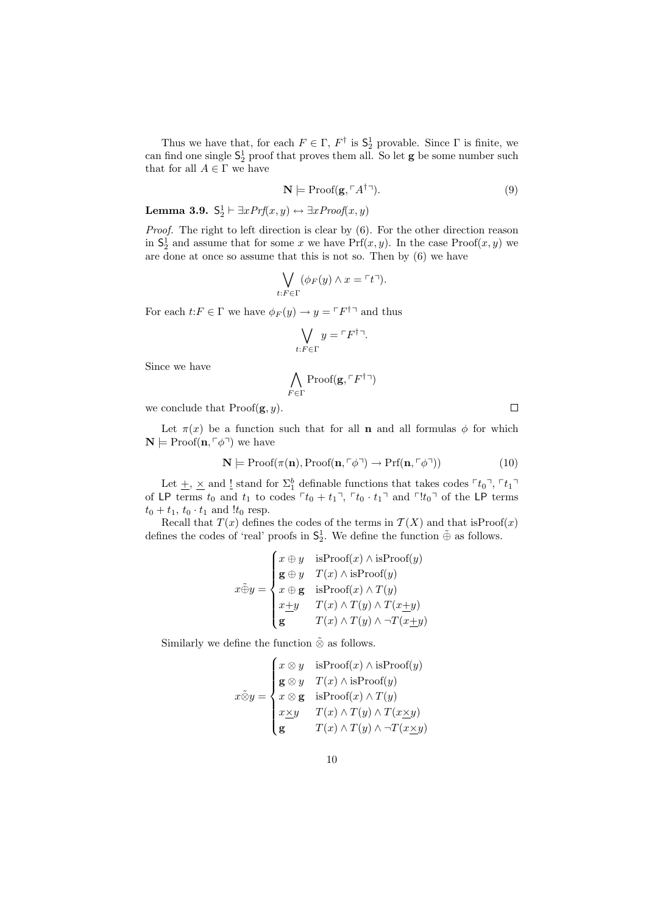Thus we have that, for each $F \in \Gamma$, $F^\dagger$ is $\mathsf{S}^1_2$ provable. Since $\Gamma$ is finite, we can find one single $\mathsf{S}^1_2$ proof that proves them all. So let $\mathbf{g}$ be some number such that for all $A \in \Gamma$ we have

$$\mathbf{N} \models \mathrm{Proof}(\mathbf{g}, \ulcorner A^\dagger \urcorner). \tag{9}$$

**Lemma 3.9.** $\mathsf{S}^1_2 \vdash \exists x Prf(x,y) \leftrightarrow \exists x Proof(x,y)$

*Proof.* The right to left direction is clear by (6). For the other direction reason in $\mathsf{S}^1_2$ and assume that for some $x$ we have $\mathrm{Prf}(x,y)$. In the case $\mathrm{Proof}(x,y)$ we are done at once so assume that this is not so. Then by (6) we have

$$\bigvee_{t:F \in \Gamma} (\phi_F(y) \wedge x = \ulcorner t \urcorner).$$

For each $t{:}F \in \Gamma$ we have $\phi_F(y) \to y = \ulcorner F^\dagger \urcorner$ and thus

$$\bigvee_{t:F \in \Gamma} y = \ulcorner F^\dagger \urcorner.$$

Since we have

$$\bigwedge_{F \in \Gamma} \mathrm{Proof}(\mathbf{g}, \ulcorner F^\dagger \urcorner)$$

we conclude that $\mathrm{Proof}(\mathbf{g}, y)$. $\square$

Let $\pi(x)$ be a function such that for all $\mathbf{n}$ and all formulas $\phi$ for which $\mathbf{N} \models \mathrm{Proof}(\mathbf{n}, \ulcorner \phi \urcorner)$ we have

$$\mathbf{N} \models \mathrm{Proof}(\pi(\mathbf{n}), \mathrm{Proof}(\mathbf{n}, \ulcorner \phi \urcorner) \to \mathrm{Prf}(\mathbf{n}, \ulcorner \phi \urcorner)) \tag{10}$$

Let $\underline{+}$, $\underline{\times}$ and $\underline{!}$ stand for $\Sigma^b_1$ definable functions that takes codes $\ulcorner t_0 \urcorner$, $\ulcorner t_1 \urcorner$ of LP terms $t_0$ and $t_1$ to codes $\ulcorner t_0 + t_1 \urcorner$, $\ulcorner t_0 \cdot t_1 \urcorner$ and $\ulcorner !t_0 \urcorner$ of the LP terms $t_0 + t_1$, $t_0 \cdot t_1$ and $!t_0$ resp.

Recall that $T(x)$ defines the codes of the terms in $\mathcal{T}(X)$ and that $\mathrm{isProof}(x)$ defines the codes of 'real' proofs in $\mathsf{S}^1_2$. We define the function $\tilde{\oplus}$ as follows.

$$x \tilde{\oplus} y = \begin{cases} x \oplus y & \mathrm{isProof}(x) \wedge \mathrm{isProof}(y) \\ \mathbf{g} \oplus y & T(x) \wedge \mathrm{isProof}(y) \\ x \oplus \mathbf{g} & \mathrm{isProof}(x) \wedge T(y) \\ x \underline{+} y & T(x) \wedge T(y) \wedge T(x \underline{+} y) \\ \mathbf{g} & T(x) \wedge T(y) \wedge \neg T(x \underline{+} y) \end{cases}$$

Similarly we define the function $\tilde{\otimes}$ as follows.

$$x \tilde{\otimes} y = \begin{cases} x \otimes y & \mathrm{isProof}(x) \wedge \mathrm{isProof}(y) \\ \mathbf{g} \otimes y & T(x) \wedge \mathrm{isProof}(y) \\ x \otimes \mathbf{g} & \mathrm{isProof}(x) \wedge T(y) \\ x \underline{\times} y & T(x) \wedge T(y) \wedge T(x \underline{\times} y) \\ \mathbf{g} & T(x) \wedge T(y) \wedge \neg T(x \underline{\times} y) \end{cases}$$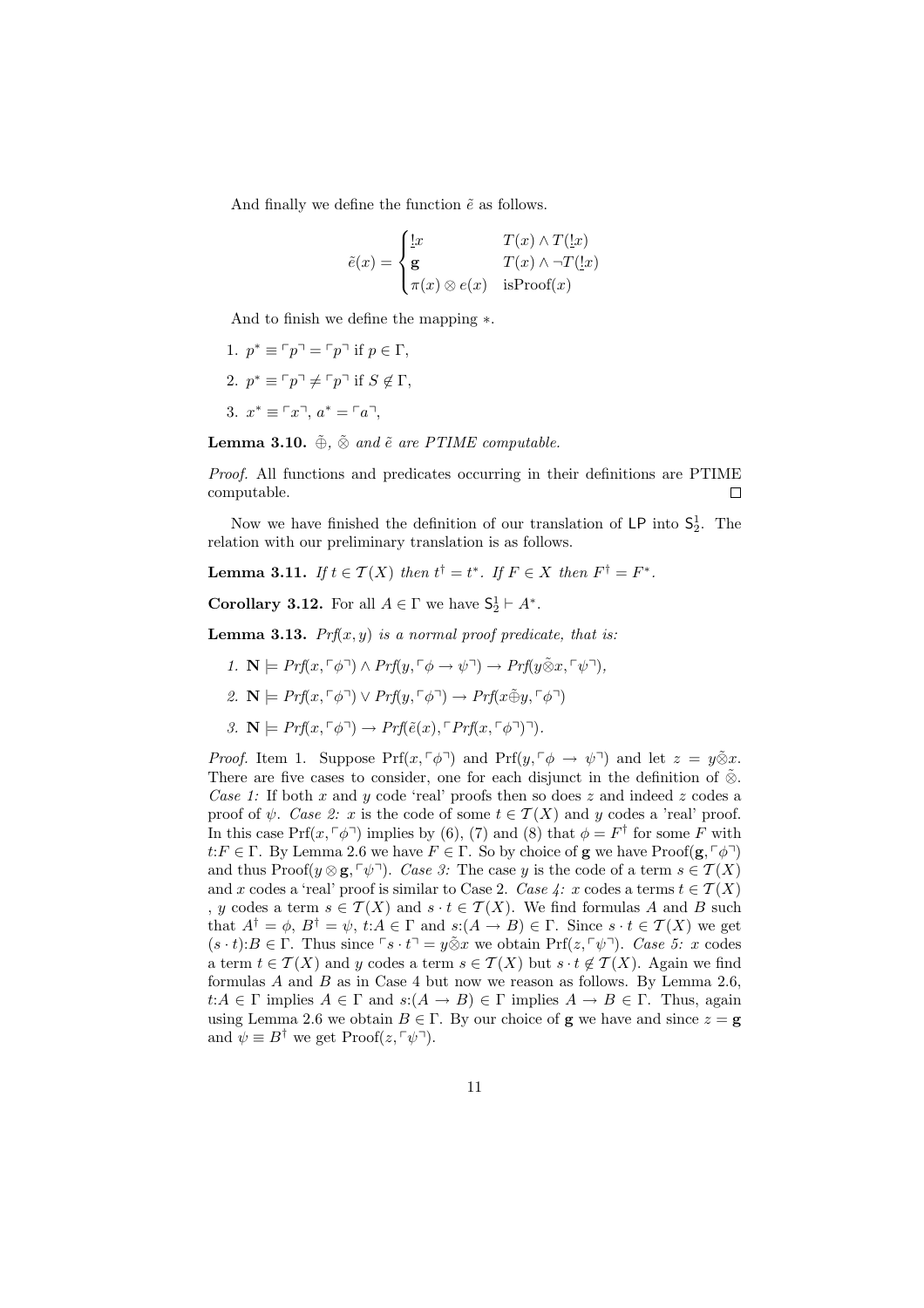And finally we define the function $\tilde{e}$ as follows.

$$\tilde{e}(x) = \begin{cases} \underline{!}x & T(x) \wedge T(\underline{!}x) \\ \mathbf{g} & T(x) \wedge \neg T(\underline{!}x) \\ \pi(x) \otimes e(x) & \text{isProof}(x) \end{cases}$$

And to finish we define the mapping $*$.

1. $p^* \equiv \ulcorner p \urcorner = \ulcorner p \urcorner$ if $p \in \Gamma$,
2. $p^* \equiv \ulcorner p \urcorner \neq \ulcorner p \urcorner$ if $S \notin \Gamma$,
3. $x^* \equiv \ulcorner x \urcorner$, $a^* = \ulcorner a \urcorner$,

**Lemma 3.10.** *$\tilde{\oplus}$, $\tilde{\otimes}$ and $\tilde{e}$ are PTIME computable.*

*Proof.* All functions and predicates occurring in their definitions are PTIME computable. $\square$

Now we have finished the definition of our translation of $\mathsf{LP}$ into $\mathsf{S}^1_2$. The relation with our preliminary translation is as follows.

**Lemma 3.11.** *If $t \in \mathcal{T}(X)$ then $t^\dagger = t^*$. If $F \in X$ then $F^\dagger = F^*$.*

**Corollary 3.12.** For all $A \in \Gamma$ we have $\mathsf{S}^1_2 \vdash A^*$.

**Lemma 3.13.** *$Prf(x, y)$ is a normal proof predicate, that is:*

1. $\mathbf{N} \models Prf(x, \ulcorner \phi \urcorner) \wedge Prf(y, \ulcorner \phi \to \psi \urcorner) \to Prf(y \tilde{\otimes} x, \ulcorner \psi \urcorner)$,
2. $\mathbf{N} \models Prf(x, \ulcorner \phi \urcorner) \vee Prf(y, \ulcorner \phi \urcorner) \to Prf(x \tilde{\oplus} y, \ulcorner \phi \urcorner)$
3. $\mathbf{N} \models Prf(x, \ulcorner \phi \urcorner) \to Prf(\tilde{e}(x), \ulcorner Prf(x, \ulcorner \phi \urcorner) \urcorner)$.

*Proof.* Item 1. Suppose $\text{Prf}(x, \ulcorner \phi \urcorner)$ and $\text{Prf}(y, \ulcorner \phi \to \psi \urcorner)$ and let $z = y \tilde{\otimes} x$. There are five cases to consider, one for each disjunct in the definition of $\tilde{\otimes}$. *Case 1:* If both $x$ and $y$ code 'real' proofs then so does $z$ and indeed $z$ codes a proof of $\psi$. *Case 2:* $x$ is the code of some $t \in \mathcal{T}(X)$ and $y$ codes a 'real' proof. In this case $\text{Prf}(x, \ulcorner \phi \urcorner)$ implies by (6), (7) and (8) that $\phi = F^\dagger$ for some $F$ with $t{:}F \in \Gamma$. By Lemma 2.6 we have $F \in \Gamma$. So by choice of $\mathbf{g}$ we have $\text{Proof}(\mathbf{g}, \ulcorner \phi \urcorner)$ and thus $\text{Proof}(y \otimes \mathbf{g}, \ulcorner \psi \urcorner)$. *Case 3:* The case $y$ is the code of a term $s \in \mathcal{T}(X)$ and $x$ codes a 'real' proof is similar to Case 2. *Case 4:* $x$ codes a terms $t \in \mathcal{T}(X)$ , $y$ codes a term $s \in \mathcal{T}(X)$ and $s \cdot t \in \mathcal{T}(X)$. We find formulas $A$ and $B$ such that $A^\dagger = \phi$, $B^\dagger = \psi$, $t{:}A \in \Gamma$ and $s{:}(A \to B) \in \Gamma$. Since $s \cdot t \in \mathcal{T}(X)$ we get $(s \cdot t){:}B \in \Gamma$. Thus since $\ulcorner s \cdot t \urcorner = y \tilde{\otimes} x$ we obtain $\text{Prf}(z, \ulcorner \psi \urcorner)$. *Case 5:* $x$ codes a term $t \in \mathcal{T}(X)$ and $y$ codes a term $s \in \mathcal{T}(X)$ but $s \cdot t \notin \mathcal{T}(X)$. Again we find formulas $A$ and $B$ as in Case 4 but now we reason as follows. By Lemma 2.6, $t{:}A \in \Gamma$ implies $A \in \Gamma$ and $s{:}(A \to B) \in \Gamma$ implies $A \to B \in \Gamma$. Thus, again using Lemma 2.6 we obtain $B \in \Gamma$. By our choice of $\mathbf{g}$ we have and since $z = \mathbf{g}$ and $\psi \equiv B^\dagger$ we get $\text{Proof}(z, \ulcorner \psi \urcorner)$.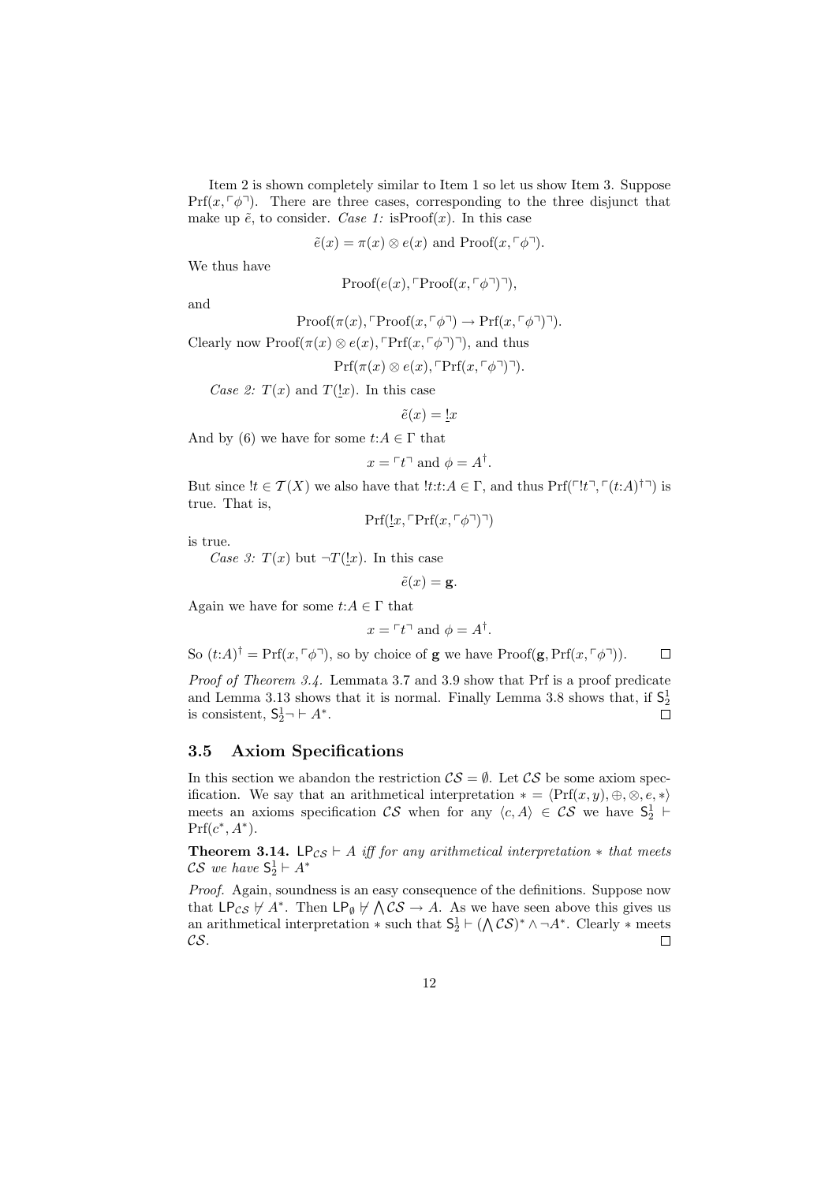Item 2 is shown completely similar to Item 1 so let us show Item 3. Suppose $\mathrm{Prf}(x, \ulcorner\phi\urcorner)$. There are three cases, corresponding to the three disjunct that make up $\tilde{e}$, to consider. *Case 1:* $\mathrm{isProof}(x)$. In this case

$$\tilde{e}(x) = \pi(x) \otimes e(x) \text{ and } \mathrm{Proof}(x, \ulcorner\phi\urcorner).$$

We thus have

$$\mathrm{Proof}(e(x), \ulcorner\mathrm{Proof}(x, \ulcorner\phi\urcorner)\urcorner),$$

and

$$\mathrm{Proof}(\pi(x), \ulcorner\mathrm{Proof}(x, \ulcorner\phi\urcorner) \to \mathrm{Prf}(x, \ulcorner\phi\urcorner)\urcorner).$$

Clearly now $\mathrm{Proof}(\pi(x) \otimes e(x), \ulcorner\mathrm{Prf}(x, \ulcorner\phi\urcorner)\urcorner)$, and thus

$$\mathrm{Prf}(\pi(x) \otimes e(x), \ulcorner\mathrm{Prf}(x, \ulcorner\phi\urcorner)\urcorner).$$

*Case 2:* $T(x)$ and $T(\underline{!}x)$. In this case

$$\tilde{e}(x) = \underline{!}x$$

And by (6) we have for some $t{:}A \in \Gamma$ that

$$x = \ulcorner t\urcorner \text{ and } \phi = A^{\dagger}.$$

But since $!t \in \mathcal{T}(X)$ we also have that $!t{:}t{:}A \in \Gamma$, and thus $\mathrm{Prf}(\ulcorner !t\urcorner, \ulcorner(t{:}A)^{\dagger}\urcorner)$ is true. That is,

$$\mathrm{Prf}(\underline{!}x, \ulcorner\mathrm{Prf}(x, \ulcorner\phi\urcorner)\urcorner)$$

is true.

*Case 3:* $T(x)$ but $\neg T(\underline{!}x)$. In this case

$$\tilde{e}(x) = \mathbf{g}.$$

Again we have for some $t{:}A \in \Gamma$ that

$$x = \ulcorner t\urcorner \text{ and } \phi = A^{\dagger}.$$

So $(t{:}A)^{\dagger} = \mathrm{Prf}(x, \ulcorner\phi\urcorner)$, so by choice of $\mathbf{g}$ we have $\mathrm{Proof}(\mathbf{g}, \mathrm{Prf}(x, \ulcorner\phi\urcorner))$. □

*Proof of Theorem 3.4.* Lemmata 3.7 and 3.9 show that Prf is a proof predicate and Lemma 3.13 shows that it is normal. Finally Lemma 3.8 shows that, if $\mathsf{S}^1_2$ is consistent, $\mathsf{S}^1_2 \neg \vdash A^*$. □

## 3.5 Axiom Specifications

In this section we abandon the restriction $\mathcal{CS} = \emptyset$. Let $\mathcal{CS}$ be some axiom specification. We say that an arithmetical interpretation $* = \langle \mathrm{Prf}(x, y), \oplus, \otimes, e, * \rangle$ meets an axioms specification $\mathcal{CS}$ when for any $\langle c, A\rangle \in \mathcal{CS}$ we have $\mathsf{S}^1_2 \vdash \mathrm{Prf}(c^*, A^*)$.

**Theorem 3.14.** *$\mathsf{LP}_{\mathcal{CS}} \vdash A$ iff for any arithmetical interpretation $*$ that meets $\mathcal{CS}$ we have $\mathsf{S}^1_2 \vdash A^*$*

*Proof.* Again, soundness is an easy consequence of the definitions. Suppose now that $\mathsf{LP}_{\mathcal{CS}} \nvdash A^*$. Then $\mathsf{LP}_{\emptyset} \nvdash \bigwedge \mathcal{CS} \to A$. As we have seen above this gives us an arithmetical interpretation $*$ such that $\mathsf{S}^1_2 \vdash (\bigwedge \mathcal{CS})^* \wedge \neg A^*$. Clearly $*$ meets $\mathcal{CS}$. □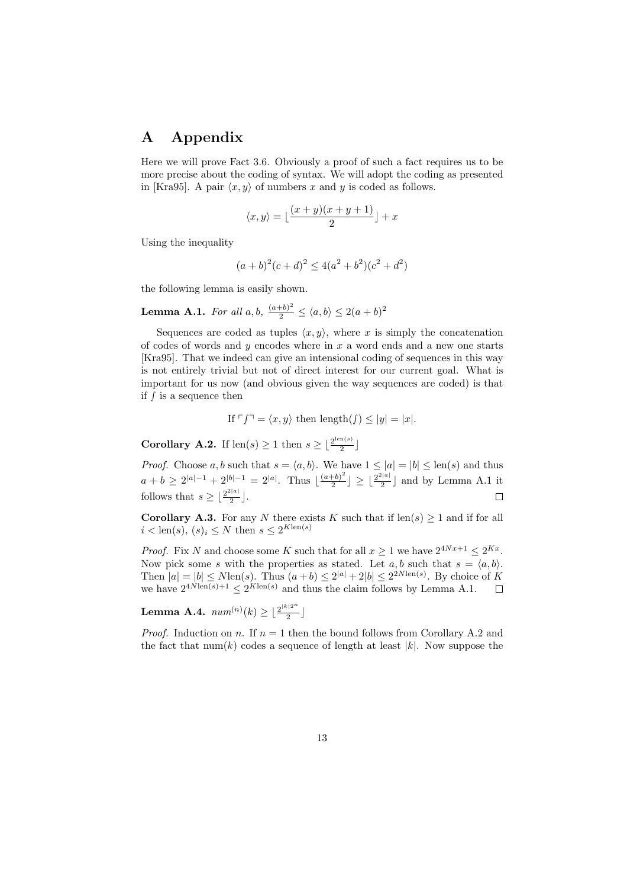# A Appendix

Here we will prove Fact 3.6. Obviously a proof of such a fact requires us to be more precise about the coding of syntax. We will adopt the coding as presented in [Kra95]. A pair $\langle x, y \rangle$ of numbers $x$ and $y$ is coded as follows.

$$\langle x, y \rangle = \lfloor \frac{(x+y)(x+y+1)}{2} \rfloor + x$$

Using the inequality

$$(a+b)^2(c+d)^2 \leq 4(a^2+b^2)(c^2+d^2)$$

the following lemma is easily shown.

**Lemma A.1.** *For all $a, b$, $\frac{(a+b)^2}{2} \leq \langle a, b \rangle \leq 2(a+b)^2$*

Sequences are coded as tuples $\langle x, y \rangle$, where $x$ is simply the concatenation of codes of words and $y$ encodes where in $x$ a word ends and a new one starts [Kra95]. That we indeed can give an intensional coding of sequences in this way is not entirely trivial but not of direct interest for our current goal. What is important for us now (and obvious given the way sequences are coded) is that if $\int$ is a sequence then

$$\text{If } \ulcorner \int \urcorner = \langle x, y \rangle \text{ then length}(\int) \leq |y| = |x|.$$

**Corollary A.2.** If $\text{len}(s) \geq 1$ then $s \geq \lfloor \frac{2^{\text{len}(s)}}{2} \rfloor$

*Proof.* Choose $a, b$ such that $s = \langle a, b \rangle$. We have $1 \leq |a| = |b| \leq \text{len}(s)$ and thus $a + b \geq 2^{|a|-1} + 2^{|b|-1} = 2^{|a|}$. Thus $\lfloor \frac{(a+b)^2}{2} \rfloor \geq \lfloor \frac{2^{2|a|}}{2} \rfloor$ and by Lemma A.1 it follows that $s \geq \lfloor \frac{2^{2|a|}}{2} \rfloor$. □

**Corollary A.3.** For any $N$ there exists $K$ such that if $\text{len}(s) \geq 1$ and if for all $i < \text{len}(s)$, $(s)_i \leq N$ then $s \leq 2^{K\text{len}(s)}$

*Proof.* Fix $N$ and choose some $K$ such that for all $x \geq 1$ we have $2^{4Nx+1} \leq 2^{Kx}$. Now pick some $s$ with the properties as stated. Let $a, b$ such that $s = \langle a, b \rangle$. Then $|a| = |b| \leq N\text{len}(s)$. Thus $(a+b) \leq 2^{|a|} + 2|b| \leq 2^{2N\text{len}(s)}$. By choice of $K$ we have $2^{4N\text{len}(s)+1} \leq 2^{K\text{len}(s)}$ and thus the claim follows by Lemma A.1. □

**Lemma A.4.** *$num^{(n)}(k) \geq \lfloor \frac{2^{|k|2^n}}{2} \rfloor$*

*Proof.* Induction on $n$. If $n = 1$ then the bound follows from Corollary A.2 and the fact that $\text{num}(k)$ codes a sequence of length at least $|k|$. Now suppose the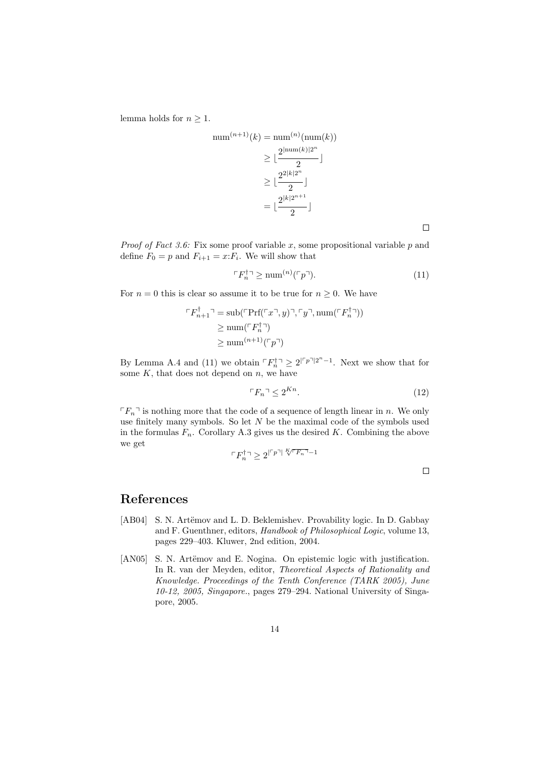lemma holds for $n \geq 1$.

$$
\begin{aligned}
\text{num}^{(n+1)}(k) &= \text{num}^{(n)}(\text{num}(k)) \\
&\geq \lfloor \frac{2^{|\text{num}(k)|2^n}}{2} \rfloor \\
&\geq \lfloor \frac{2^{2|k|2^n}}{2} \rfloor \\
&= \lfloor \frac{2^{|k|2^{n+1}}}{2} \rfloor
\end{aligned}
$$

□

*Proof of Fact 3.6:* Fix some proof variable $x$, some propositional variable $p$ and define $F_0 = p$ and $F_{i+1} = x{:}F_i$. We will show that

$$
\ulcorner F_n^\dagger \urcorner \geq \text{num}^{(n)}(\ulcorner p \urcorner). \tag{11}
$$

For $n = 0$ this is clear so assume it to be true for $n \geq 0$. We have

$$
\begin{aligned}
\ulcorner F_{n+1}^\dagger \urcorner &= \text{sub}(\ulcorner \text{Prf}(\ulcorner x \urcorner, y) \urcorner, \ulcorner y \urcorner, \text{num}(\ulcorner F_n^\dagger \urcorner)) \\
&\geq \text{num}(\ulcorner F_n^\dagger \urcorner) \\
&\geq \text{num}^{(n+1)}(\ulcorner p \urcorner)
\end{aligned}
$$

By Lemma A.4 and (11) we obtain $\ulcorner F_n^\dagger \urcorner \geq 2^{|\ulcorner p \urcorner|2^n - 1}$. Next we show that for some $K$, that does not depend on $n$, we have

$$
\ulcorner F_n \urcorner \leq 2^{Kn}. \tag{12}
$$

$\ulcorner F_n \urcorner$ is nothing more that the code of a sequence of length linear in $n$. We only use finitely many symbols. So let $N$ be the maximal code of the symbols used in the formulas $F_n$. Corollary A.3 gives us the desired $K$. Combining the above we get

$$
\ulcorner F_n^\dagger \urcorner \geq 2^{|\ulcorner p \urcorner| \sqrt[K]{\ulcorner F_n \urcorner} - 1}
$$

□

# References

[AB04] S. N. Artëmov and L. D. Beklemishev. Provability logic. In D. Gabbay and F. Guenthner, editors, *Handbook of Philosophical Logic*, volume 13, pages 229–403. Kluwer, 2nd edition, 2004.

[AN05] S. N. Artëmov and E. Nogina. On epistemic logic with justification. In R. van der Meyden, editor, *Theoretical Aspects of Rationality and Knowledge. Proceedings of the Tenth Conference (TARK 2005), June 10-12, 2005, Singapore.*, pages 279–294. National University of Singapore, 2005.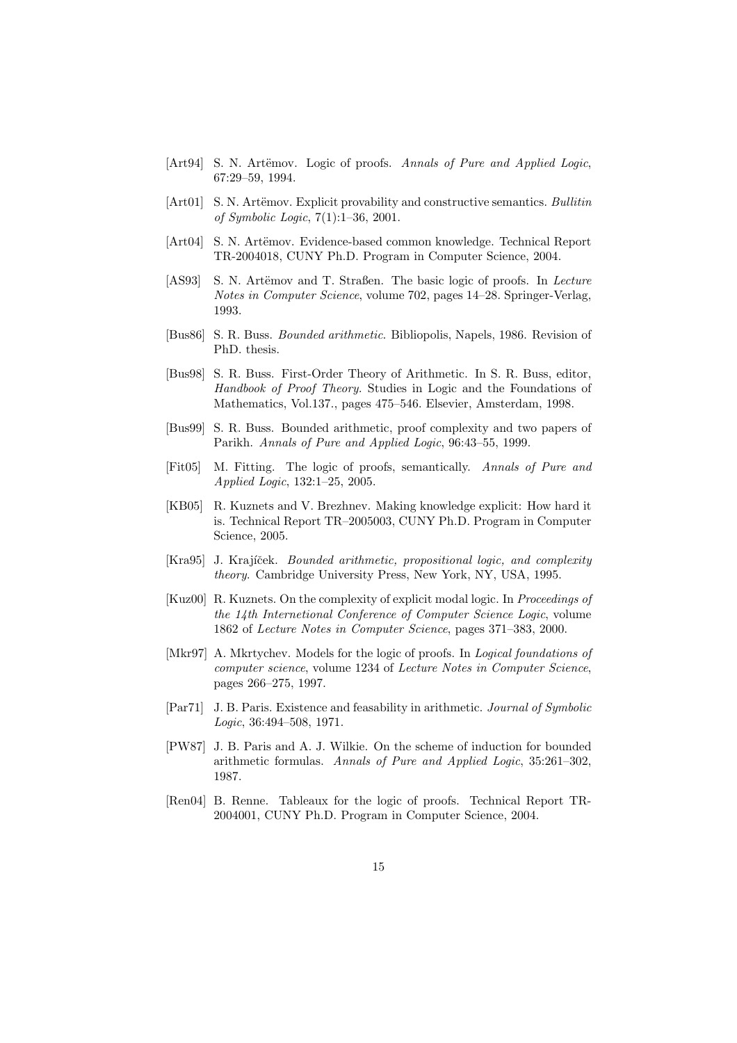[Art94] S. N. Artëmov. Logic of proofs. *Annals of Pure and Applied Logic*, 67:29–59, 1994.

[Art01] S. N. Artëmov. Explicit provability and constructive semantics. *Bullitin of Symbolic Logic*, 7(1):1–36, 2001.

[Art04] S. N. Artëmov. Evidence-based common knowledge. Technical Report TR-2004018, CUNY Ph.D. Program in Computer Science, 2004.

[AS93] S. N. Artëmov and T. Straßen. The basic logic of proofs. In *Lecture Notes in Computer Science*, volume 702, pages 14–28. Springer-Verlag, 1993.

[Bus86] S. R. Buss. *Bounded arithmetic*. Bibliopolis, Napels, 1986. Revision of PhD. thesis.

[Bus98] S. R. Buss. First-Order Theory of Arithmetic. In S. R. Buss, editor, *Handbook of Proof Theory.* Studies in Logic and the Foundations of Mathematics, Vol.137., pages 475–546. Elsevier, Amsterdam, 1998.

[Bus99] S. R. Buss. Bounded arithmetic, proof complexity and two papers of Parikh. *Annals of Pure and Applied Logic*, 96:43–55, 1999.

[Fit05] M. Fitting. The logic of proofs, semantically. *Annals of Pure and Applied Logic*, 132:1–25, 2005.

[KB05] R. Kuznets and V. Brezhnev. Making knowledge explicit: How hard it is. Technical Report TR–2005003, CUNY Ph.D. Program in Computer Science, 2005.

[Kra95] J. Krajíček. *Bounded arithmetic, propositional logic, and complexity theory.* Cambridge University Press, New York, NY, USA, 1995.

[Kuz00] R. Kuznets. On the complexity of explicit modal logic. In *Proceedings of the 14th Internetional Conference of Computer Science Logic*, volume 1862 of *Lecture Notes in Computer Science*, pages 371–383, 2000.

[Mkr97] A. Mkrtychev. Models for the logic of proofs. In *Logical foundations of computer science*, volume 1234 of *Lecture Notes in Computer Science*, pages 266–275, 1997.

[Par71] J. B. Paris. Existence and feasability in arithmetic. *Journal of Symbolic Logic*, 36:494–508, 1971.

[PW87] J. B. Paris and A. J. Wilkie. On the scheme of induction for bounded arithmetic formulas. *Annals of Pure and Applied Logic*, 35:261–302, 1987.

[Ren04] B. Renne. Tableaux for the logic of proofs. Technical Report TR-2004001, CUNY Ph.D. Program in Computer Science, 2004.